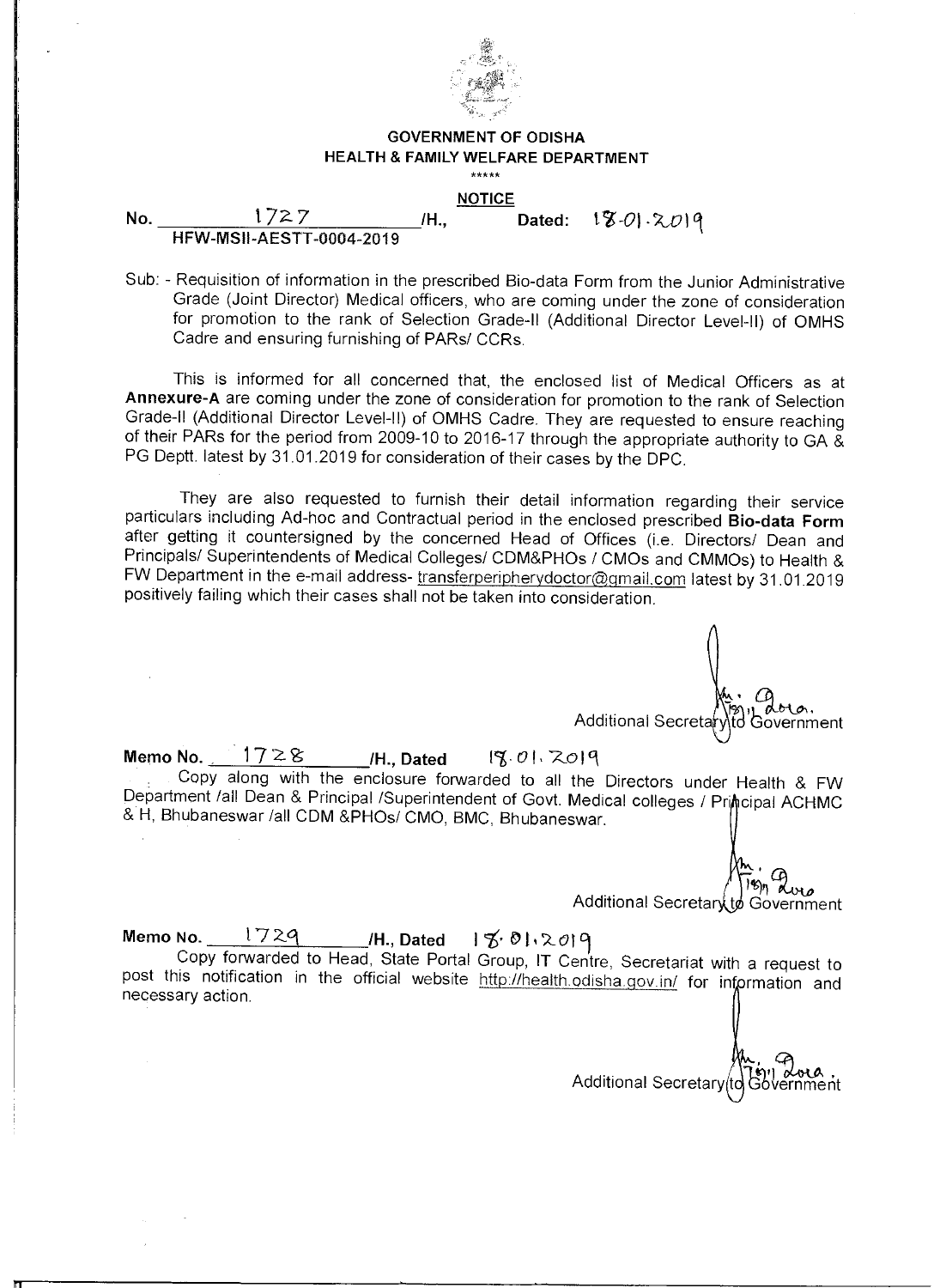**GOVERNMENT OF ODISHA**
**HEALTH & FAMILY WELFARE DEPARTMENT**

\*\*\*\*\*

**NOTICE**

No. 1727 /H., Dated: 18-01-2019
**HFW-MSII-AESTT-0004-2019**

Sub: - Requisition of information in the prescribed Bio-data Form from the Junior Administrative Grade (Joint Director) Medical officers, who are coming under the zone of consideration for promotion to the rank of Selection Grade-II (Additional Director Level-II) of OMHS Cadre and ensuring furnishing of PARs/ CCRs.

This is informed for all concerned that, the enclosed list of Medical Officers as at **Annexure-A** are coming under the zone of consideration for promotion to the rank of Selection Grade-II (Additional Director Level-II) of OMHS Cadre. They are requested to ensure reaching of their PARs for the period from 2009-10 to 2016-17 through the appropriate authority to GA & PG Deptt. latest by 31.01.2019 for consideration of their cases by the DPC.

They are also requested to furnish their detail information regarding their service particulars including Ad-hoc and Contractual period in the enclosed prescribed **Bio-data Form** after getting it countersigned by the concerned Head of Offices (i.e. Directors/ Dean and Principals/ Superintendents of Medical Colleges/ CDM&PHOs / CMOs and CMMOs) to Health & FW Department in the e-mail address- transferperipherydoctor@gmail.com latest by 31.01.2019 positively failing which their cases shall not be taken into consideration.

Additional Secretary to Government

**Memo No.** 1728 **/H., Dated** 18.01.2019

Copy along with the enclosure forwarded to all the Directors under Health & FW Department /all Dean & Principal /Superintendent of Govt. Medical colleges / Principal ACHMC & H, Bhubaneswar /all CDM &PHOs/ CMO, BMC, Bhubaneswar.

Additional Secretary to Government

**Memo No.** 1729 **/H., Dated** 18.01.2019

Copy forwarded to Head, State Portal Group, IT Centre, Secretariat with a request to post this notification in the official website http://health.odisha.gov.in/ for information and necessary action.

Additional Secretary to Government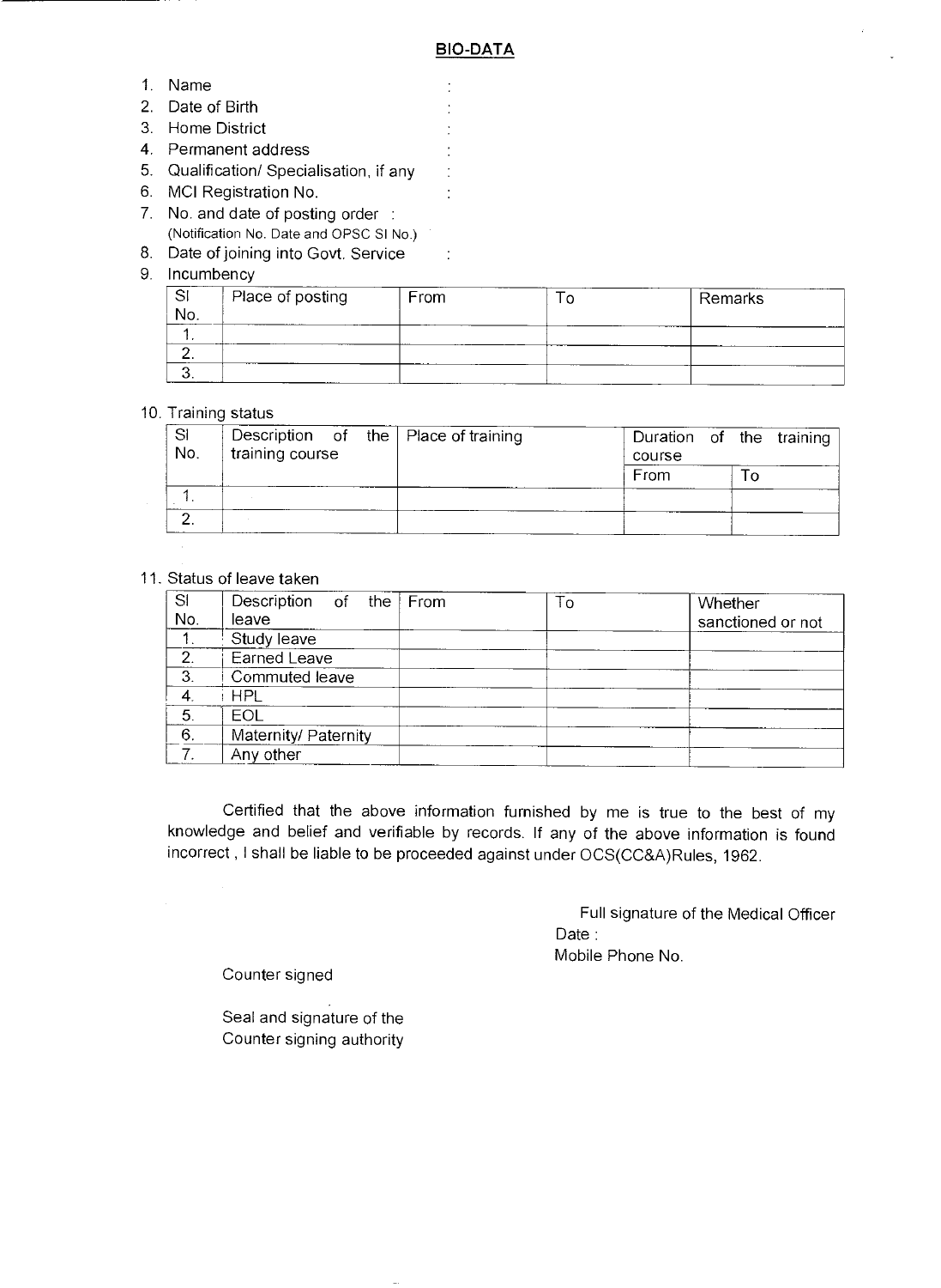## BIO-DATA

1. Name :
2. Date of Birth :
3. Home District :
4. Permanent address :
5. Qualification/ Specialisation, if any :
6. MCI Registration No. :
7. No. and date of posting order :
   (Notification No. Date and OPSC Sl No.)
8. Date of joining into Govt. Service :
9. Incumbency

| Sl No. | Place of posting | From | To | Remarks |
|---|---|---|---|---|
| 1. | | | | |
| 2. | | | | |
| 3. | | | | |

10. Training status

| Sl No. | Description of the training course | Place of training | Duration of the training course | |
|---|---|---|---|---|
| | | | From | To |
| 1. | | | | |
| 2. | | | | |

11. Status of leave taken

| Sl No. | Description of the leave | From | To | Whether sanctioned or not |
|---|---|---|---|---|
| 1. | Study leave | | | |
| 2. | Earned Leave | | | |
| 3. | Commuted leave | | | |
| 4. | HPL | | | |
| 5. | EOL | | | |
| 6. | Maternity/ Paternity | | | |
| 7. | Any other | | | |

Certified that the above information furnished by me is true to the best of my knowledge and belief and verifiable by records. If any of the above information is found incorrect , I shall be liable to be proceeded against under OCS(CC&A)Rules, 1962.

Full signature of the Medical Officer
Date :
Mobile Phone No.

Counter signed

Seal and signature of the
Counter signing authority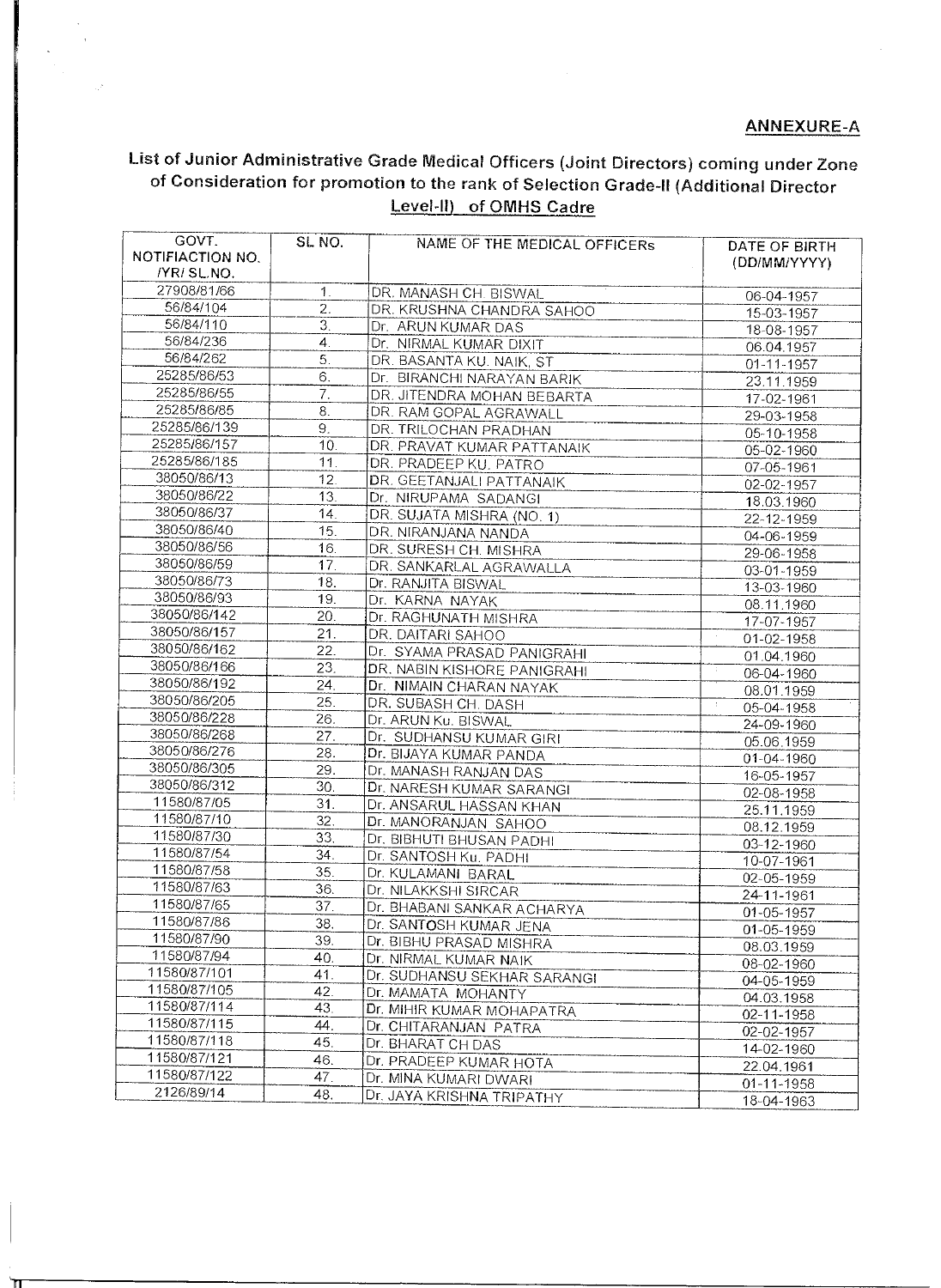**ANNEXURE-A**

## List of Junior Administrative Grade Medical Officers (Joint Directors) coming under Zone of Consideration for promotion to the rank of Selection Grade-II (Additional Director Level-II) of OMHS Cadre

| GOVT. NOTIFIACTION NO. /YR/ SL.NO. | SL NO. | NAME OF THE MEDICAL OFFICERs | DATE OF BIRTH (DD/MM/YYYY) |
|---|---|---|---|
| 27908/81/66 | 1. | DR. MANASH CH. BISWAL | 06-04-1957 |
| 56/84/104 | 2. | DR. KRUSHNA CHANDRA SAHOO | 15-03-1957 |
| 56/84/110 | 3. | Dr. ARUN KUMAR DAS | 18-08-1957 |
| 56/84/236 | 4. | Dr. NIRMAL KUMAR DIXIT | 06.04.1957 |
| 56/84/262 | 5. | DR. BASANTA KU. NAIK, ST | 01-11-1957 |
| 25285/86/53 | 6. | Dr. BIRANCHI NARAYAN BARIK | 23.11.1959 |
| 25285/86/55 | 7. | DR. JITENDRA MOHAN BEBARTA | 17-02-1961 |
| 25285/86/85 | 8. | DR. RAM GOPAL AGRAWALL | 29-03-1958 |
| 25285/86/139 | 9. | DR. TRILOCHAN PRADHAN | 05-10-1958 |
| 25285/86/157 | 10. | DR. PRAVAT KUMAR PATTANAIK | 05-02-1960 |
| 25285/86/185 | 11. | DR. PRADEEP KU. PATRO | 07-05-1961 |
| 38050/86/13 | 12. | DR. GEETANJALI PATTANAIK | 02-02-1957 |
| 38050/86/22 | 13. | Dr. NIRUPAMA SADANGI | 18.03.1960 |
| 38050/86/37 | 14. | DR. SUJATA MISHRA (NO. 1) | 22-12-1959 |
| 38050/86/40 | 15. | DR. NIRANJANA NANDA | 04-06-1959 |
| 38050/86/56 | 16. | DR. SURESH CH. MISHRA | 29-06-1958 |
| 38050/86/59 | 17. | DR. SANKARLAL AGRAWALLA | 03-01-1959 |
| 38050/86/73 | 18. | Dr. RANJITA BISWAL | 13-03-1960 |
| 38050/86/93 | 19. | Dr. KARNA NAYAK | 08.11.1960 |
| 38050/86/142 | 20. | Dr. RAGHUNATH MISHRA | 17-07-1957 |
| 38050/86/157 | 21. | DR. DAITARI SAHOO | 01-02-1958 |
| 38050/86/162 | 22. | Dr. SYAMA PRASAD PANIGRAHI | 01.04.1960 |
| 38050/86/166 | 23. | DR. NABIN KISHORE PANIGRAHI | 06-04-1960 |
| 38050/86/192 | 24. | Dr. NIMAIN CHARAN NAYAK | 08.01.1959 |
| 38050/86/205 | 25. | DR. SUBASH CH. DASH | 05-04-1958 |
| 38050/86/228 | 26. | Dr. ARUN Ku. BISWAL | 24-09-1960 |
| 38050/86/268 | 27. | Dr. SUDHANSU KUMAR GIRI | 05.06.1959 |
| 38050/86/276 | 28. | Dr. BIJAYA KUMAR PANDA | 01-04-1960 |
| 38050/86/305 | 29. | Dr. MANASH RANJAN DAS | 16-05-1957 |
| 38050/86/312 | 30. | Dr. NARESH KUMAR SARANGI | 02-08-1958 |
| 11580/87/05 | 31. | Dr. ANSARUL HASSAN KHAN | 25.11.1959 |
| 11580/87/10 | 32. | Dr. MANORANJAN SAHOO | 08.12.1959 |
| 11580/87/30 | 33. | Dr. BIBHUTI BHUSAN PADHI | 03-12-1960 |
| 11580/87/54 | 34. | Dr. SANTOSH Ku. PADHI | 10-07-1961 |
| 11580/87/58 | 35. | Dr. KULAMANI BARAL | 02-05-1959 |
| 11580/87/63 | 36. | Dr. NILAKKSHI SIRCAR | 24-11-1961 |
| 11580/87/65 | 37. | Dr. BHABANI SANKAR ACHARYA | 01-05-1957 |
| 11580/87/86 | 38. | Dr. SANTOSH KUMAR JENA | 01-05-1959 |
| 11580/87/90 | 39. | Dr. BIBHU PRASAD MISHRA | 08.03.1959 |
| 11580/87/94 | 40. | Dr. NIRMAL KUMAR NAIK | 08-02-1960 |
| 11580/87/101 | 41. | Dr. SUDHANSU SEKHAR SARANGI | 04-05-1959 |
| 11580/87/105 | 42. | Dr. MAMATA MOHANTY | 04.03.1958 |
| 11580/87/114 | 43. | Dr. MIHIR KUMAR MOHAPATRA | 02-11-1958 |
| 11580/87/115 | 44. | Dr. CHITARANJAN PATRA | 02-02-1957 |
| 11580/87/118 | 45. | Dr. BHARAT CH DAS | 14-02-1960 |
| 11580/87/121 | 46. | Dr. PRADEEP KUMAR HOTA | 22.04.1961 |
| 11580/87/122 | 47. | Dr. MINA KUMARI DWARI | 01-11-1958 |
| 2126/89/14 | 48. | Dr. JAYA KRISHNA TRIPATHY | 18-04-1963 |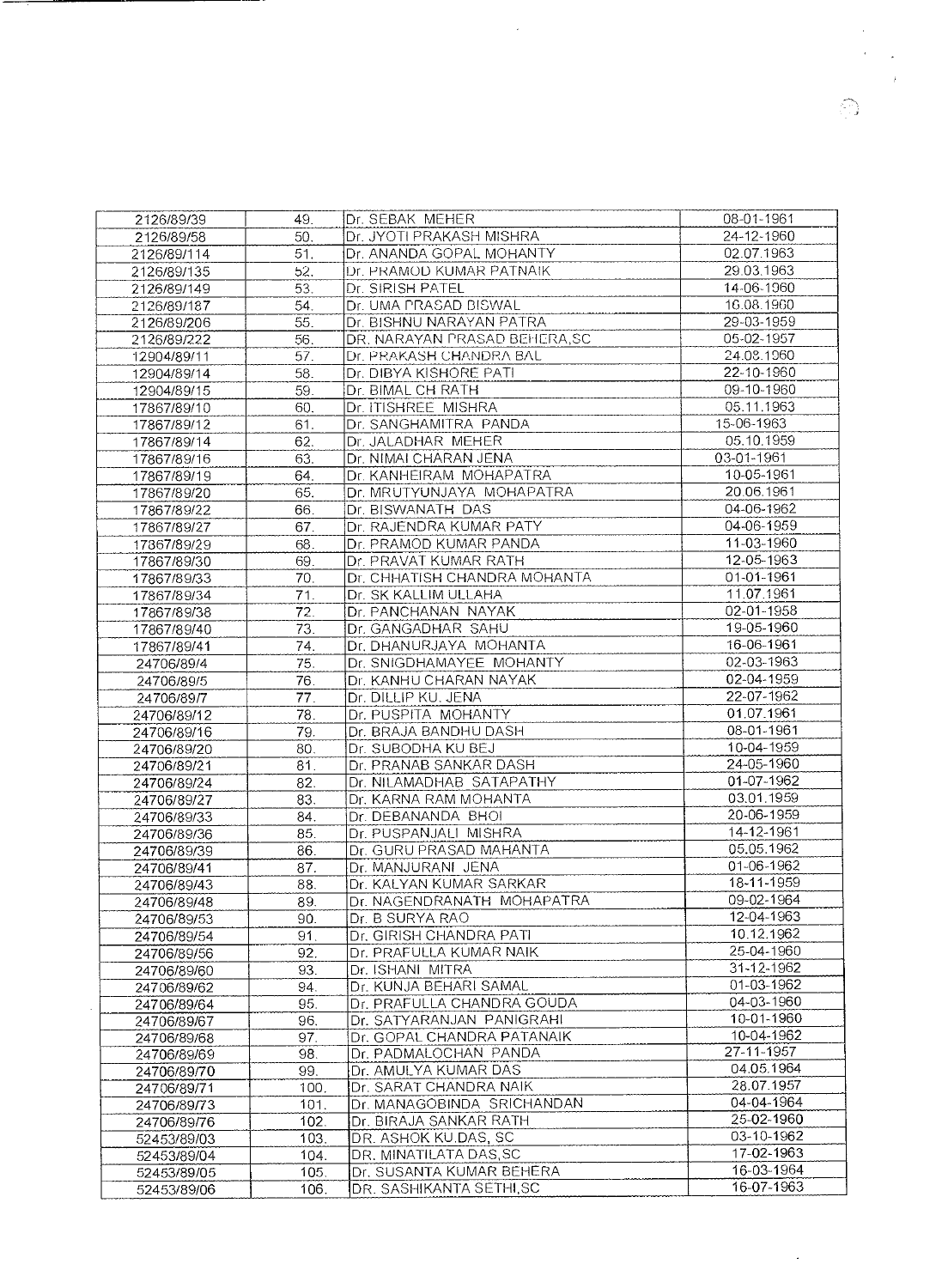| | | | |
|---|---|---|---|
| 2126/89/39 | 49. | Dr. SEBAK MEHER | 08-01-1961 |
| 2126/89/58 | 50. | Dr. JYOTI PRAKASH MISHRA | 24-12-1960 |
| 2126/89/114 | 51. | Dr. ANANDA GOPAL MOHANTY | 02.07.1963 |
| 2126/89/135 | 52. | Dr. PRAMOD KUMAR PATNAIK | 29.03.1963 |
| 2126/89/149 | 53. | Dr. SIRISH PATEL | 14-06-1960 |
| 2126/89/187 | 54. | Dr. UMA PRASAD BISWAL | 16.08.1960 |
| 2126/89/206 | 55. | Dr. BISHNU NARAYAN PATRA | 29-03-1959 |
| 2126/89/222 | 56. | DR. NARAYAN PRASAD BEHERA,SC | 05-02-1957 |
| 12904/89/11 | 57. | Dr. PRAKASH CHANDRA BAL | 24.08.1960 |
| 12904/89/14 | 58. | Dr. DIBYA KISHORE PATI | 22-10-1960 |
| 12904/89/15 | 59. | Dr. BIMAL CH RATH | 09-10-1960 |
| 17867/89/10 | 60. | Dr. ITISHREE MISHRA | 05.11.1963 |
| 17867/89/12 | 61. | Dr. SANGHAMITRA PANDA | 15-06-1963 |
| 17867/89/14 | 62. | Dr. JALADHAR MEHER | 05.10.1959 |
| 17867/89/16 | 63. | Dr. NIMAI CHARAN JENA | 03-01-1961 |
| 17867/89/19 | 64. | Dr. KANHEIRAM MOHAPATRA | 10-05-1961 |
| 17867/89/20 | 65. | Dr. MRUTYUNJAYA MOHAPATRA | 20.06.1961 |
| 17867/89/22 | 66. | Dr. BISWANATH DAS | 04-06-1962 |
| 17867/89/27 | 67. | Dr. RAJENDRA KUMAR PATY | 04-06-1959 |
| 17867/89/29 | 68. | Dr. PRAMOD KUMAR PANDA | 11-03-1960 |
| 17867/89/30 | 69. | Dr. PRAVAT KUMAR RATH | 12-05-1963 |
| 17867/89/33 | 70. | Dr. CHHATISH CHANDRA MOHANTA | 01-01-1961 |
| 17867/89/34 | 71. | Dr. SK KALLIM ULLAHA | 11.07.1961 |
| 17867/89/38 | 72. | Dr. PANCHANAN NAYAK | 02-01-1958 |
| 17867/89/40 | 73. | Dr. GANGADHAR SAHU | 19-05-1960 |
| 17867/89/41 | 74. | Dr. DHANURJAYA MOHANTA | 16-06-1961 |
| 24706/89/4 | 75. | Dr. SNIGDHAMAYEE MOHANTY | 02-03-1963 |
| 24706/89/5 | 76. | Dr. KANHU CHARAN NAYAK | 02-04-1959 |
| 24706/89/7 | 77. | Dr. DILLIP KU. JENA | 22-07-1962 |
| 24706/89/12 | 78. | Dr. PUSPITA MOHANTY | 01.07.1961 |
| 24706/89/16 | 79. | Dr. BRAJA BANDHU DASH | 08-01-1961 |
| 24706/89/20 | 80. | Dr. SUBODHA KU BEJ | 10-04-1959 |
| 24706/89/21 | 81. | Dr. PRANAB SANKAR DASH | 24-05-1960 |
| 24706/89/24 | 82. | Dr. NILAMADHAB SATAPATHY | 01-07-1962 |
| 24706/89/27 | 83. | Dr. KARNA RAM MOHANTA | 03.01.1959 |
| 24706/89/33 | 84. | Dr. DEBANANDA BHOI | 20-06-1959 |
| 24706/89/36 | 85. | Dr. PUSPANJALI MISHRA | 14-12-1961 |
| 24706/89/39 | 86. | Dr. GURU PRASAD MAHANTA | 05.05.1962 |
| 24706/89/41 | 87. | Dr. MANJURANI JENA | 01-06-1962 |
| 24706/89/43 | 88. | Dr. KALYAN KUMAR SARKAR | 18-11-1959 |
| 24706/89/48 | 89. | Dr. NAGENDRANATH MOHAPATRA | 09-02-1964 |
| 24706/89/53 | 90. | Dr. B SURYA RAO | 12-04-1963 |
| 24706/89/54 | 91. | Dr. GIRISH CHANDRA PATI | 10.12.1962 |
| 24706/89/56 | 92. | Dr. PRAFULLA KUMAR NAIK | 25-04-1960 |
| 24706/89/60 | 93. | Dr. ISHANI MITRA | 31-12-1962 |
| 24706/89/62 | 94. | Dr. KUNJA BEHARI SAMAL | 01-03-1962 |
| 24706/89/64 | 95. | Dr. PRAFULLA CHANDRA GOUDA | 04-03-1960 |
| 24706/89/67 | 96. | Dr. SATYARANJAN PANIGRAHI | 10-01-1960 |
| 24706/89/68 | 97. | Dr. GOPAL CHANDRA PATANAIK | 10-04-1962 |
| 24706/89/69 | 98. | Dr. PADMALOCHAN PANDA | 27-11-1957 |
| 24706/89/70 | 99. | Dr. AMULYA KUMAR DAS | 04.05.1964 |
| 24706/89/71 | 100. | Dr. SARAT CHANDRA NAIK | 28.07.1957 |
| 24706/89/73 | 101. | Dr. MANAGOBINDA SRICHANDAN | 04-04-1964 |
| 24706/89/76 | 102. | Dr. BIRAJA SANKAR RATH | 25-02-1960 |
| 52453/89/03 | 103. | DR. ASHOK KU.DAS, SC | 03-10-1962 |
| 52453/89/04 | 104. | DR. MINATILATA DAS,SC | 17-02-1963 |
| 52453/89/05 | 105. | Dr. SUSANTA KUMAR BEHERA | 16-03-1964 |
| 52453/89/06 | 106. | DR. SASHIKANTA SETHI,SC | 16-07-1963 |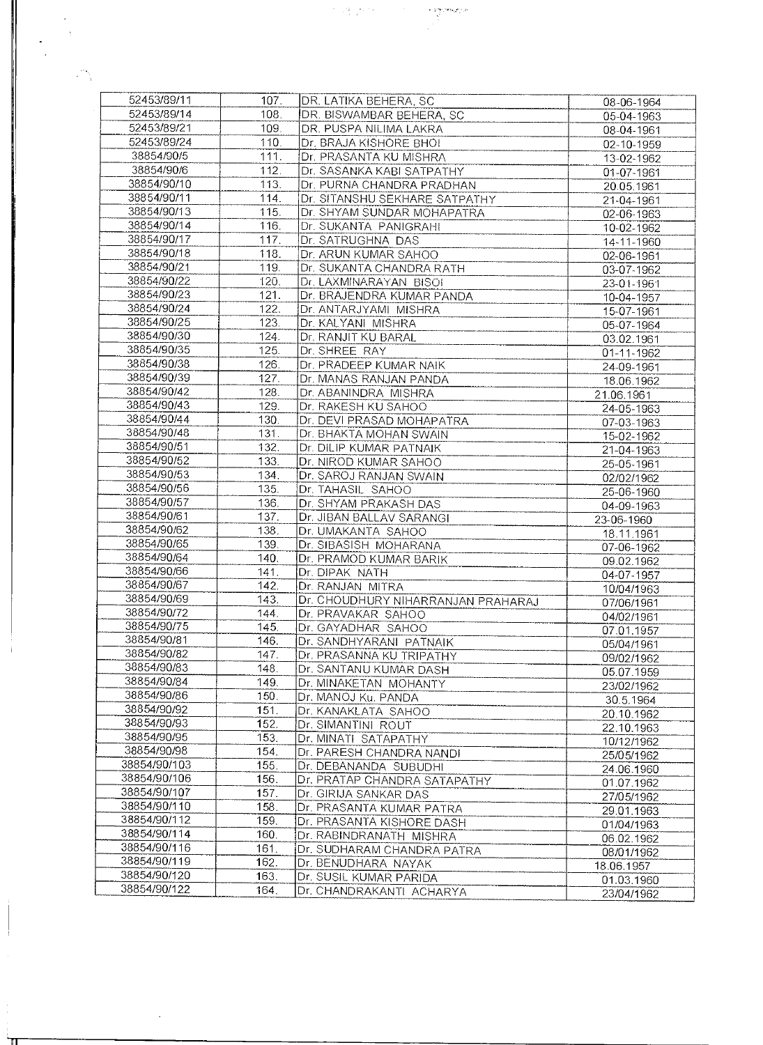| | | | |
|---|---|---|---|
| 52453/89/11 | 107. | DR. LATIKA BEHERA, SC | 08-06-1964 |
| 52453/89/14 | 108. | DR. BISWAMBAR BEHERA, SC | 05-04-1963 |
| 52453/89/21 | 109. | DR. PUSPA NILIMA LAKRA | 08-04-1961 |
| 52453/89/24 | 110. | Dr. BRAJA KISHORE BHOI | 02-10-1959 |
| 38854/90/5 | 111. | Dr. PRASANTA KU MISHRA | 13-02-1962 |
| 38854/90/6 | 112. | Dr. SASANKA KABI SATPATHY | 01-07-1961 |
| 38854/90/10 | 113. | Dr. PURNA CHANDRA PRADHAN | 20.05.1961 |
| 38854/90/11 | 114. | Dr. SITANSHU SEKHARE SATPATHY | 21-04-1961 |
| 38854/90/13 | 115. | Dr. SHYAM SUNDAR MOHAPATRA | 02-06-1963 |
| 38854/90/14 | 116. | Dr. SUKANTA PANIGRAHI | 10-02-1962 |
| 38854/90/17 | 117. | Dr. SATRUGHNA DAS | 14-11-1960 |
| 38854/90/18 | 118. | Dr. ARUN KUMAR SAHOO | 02-06-1961 |
| 38854/90/21 | 119. | Dr. SUKANTA CHANDRA RATH | 03-07-1962 |
| 38854/90/22 | 120. | Dr. LAXMINARAYAN BISOI | 23-01-1961 |
| 38854/90/23 | 121. | Dr. BRAJENDRA KUMAR PANDA | 10-04-1957 |
| 38854/90/24 | 122. | Dr. ANTARJYAMI MISHRA | 15-07-1961 |
| 38854/90/25 | 123. | Dr. KALYANI MISHRA | 05-07-1964 |
| 38854/90/30 | 124. | Dr. RANJIT KU BARAL | 03.02.1961 |
| 38854/90/35 | 125. | Dr. SHREE RAY | 01-11-1962 |
| 38854/90/38 | 126. | Dr. PRADEEP KUMAR NAIK | 24-09-1961 |
| 38854/90/39 | 127. | Dr. MANAS RANJAN PANDA | 18.06.1962 |
| 38854/90/42 | 128. | Dr. ABANINDRA MISHRA | 21.06.1961 |
| 38854/90/43 | 129. | Dr. RAKESH KU SAHOO | 24-05-1963 |
| 38854/90/44 | 130. | Dr. DEVI PRASAD MOHAPATRA | 07-03-1963 |
| 38854/90/48 | 131. | Dr. BHAKTA MOHAN SWAIN | 15-02-1962 |
| 38854/90/51 | 132. | Dr. DILIP KUMAR PATNAIK | 21-04-1963 |
| 38854/90/52 | 133. | Dr. NIROD KUMAR SAHOO | 25-05-1961 |
| 38854/90/53 | 134. | Dr. SAROJ RANJAN SWAIN | 02/02/1962 |
| 38854/90/56 | 135. | Dr. TAHASIL SAHOO | 25-06-1960 |
| 38854/90/57 | 136. | Dr. SHYAM PRAKASH DAS | 04-09-1963 |
| 38854/90/61 | 137. | Dr. JIBAN BALLAV SARANGI | 23-06-1960 |
| 38854/90/62 | 138. | Dr. UMAKANTA SAHOO | 18.11.1961 |
| 38854/90/65 | 139. | Dr. SIBASISH MOHARANA | 07-06-1962 |
| 38854/90/64 | 140. | Dr. PRAMOD KUMAR BARIK | 09.02.1962 |
| 38854/90/66 | 141. | Dr. DIPAK NATH | 04-07-1957 |
| 38854/90/67 | 142. | Dr. RANJAN MITRA | 10/04/1963 |
| 38854/90/69 | 143. | Dr. CHOUDHURY NIHARRANJAN PRAHARAJ | 07/06/1961 |
| 38854/90/72 | 144. | Dr. PRAVAKAR SAHOO | 04/02/1961 |
| 38854/90/75 | 145. | Dr. GAYADHAR SAHOO | 07.01.1957 |
| 38854/90/81 | 146. | Dr. SANDHYARANI PATNAIK | 05/04/1961 |
| 38854/90/82 | 147. | Dr. PRASANNA KU TRIPATHY | 09/02/1962 |
| 38854/90/83 | 148. | Dr. SANTANU KUMAR DASH | 05.07.1959 |
| 38854/90/84 | 149. | Dr. MINAKETAN MOHANTY | 23/02/1962 |
| 38854/90/86 | 150. | Dr. MANOJ Ku. PANDA | 30.5.1964 |
| 38854/90/92 | 151. | Dr. KANAKLATA SAHOO | 20.10.1962 |
| 38854/90/93 | 152. | Dr. SIMANTINI ROUT | 22.10.1963 |
| 38854/90/95 | 153. | Dr. MINATI SATAPATHY | 10/12/1962 |
| 38854/90/98 | 154. | Dr. PARESH CHANDRA NANDI | 25/05/1962 |
| 38854/90/103 | 155. | Dr. DEBANANDA SUBUDHI | 24.06.1960 |
| 38854/90/106 | 156. | Dr. PRATAP CHANDRA SATAPATHY | 01.07.1962 |
| 38854/90/107 | 157. | Dr. GIRIJA SANKAR DAS | 27/05/1962 |
| 38854/90/110 | 158. | Dr. PRASANTA KUMAR PATRA | 29.01.1963 |
| 38854/90/112 | 159. | Dr. PRASANTA KISHORE DASH | 01/04/1963 |
| 38854/90/114 | 160. | Dr. RABINDRANATH MISHRA | 06.02.1962 |
| 38854/90/116 | 161. | Dr. SUDHARAM CHANDRA PATRA | 08/01/1962 |
| 38854/90/119 | 162. | Dr. BENUDHARA NAYAK | 18.06.1957 |
| 38854/90/120 | 163. | Dr. SUSIL KUMAR PARIDA | 01.03.1960 |
| 38854/90/122 | 164. | Dr. CHANDRAKANTI ACHARYA | 23/04/1962 |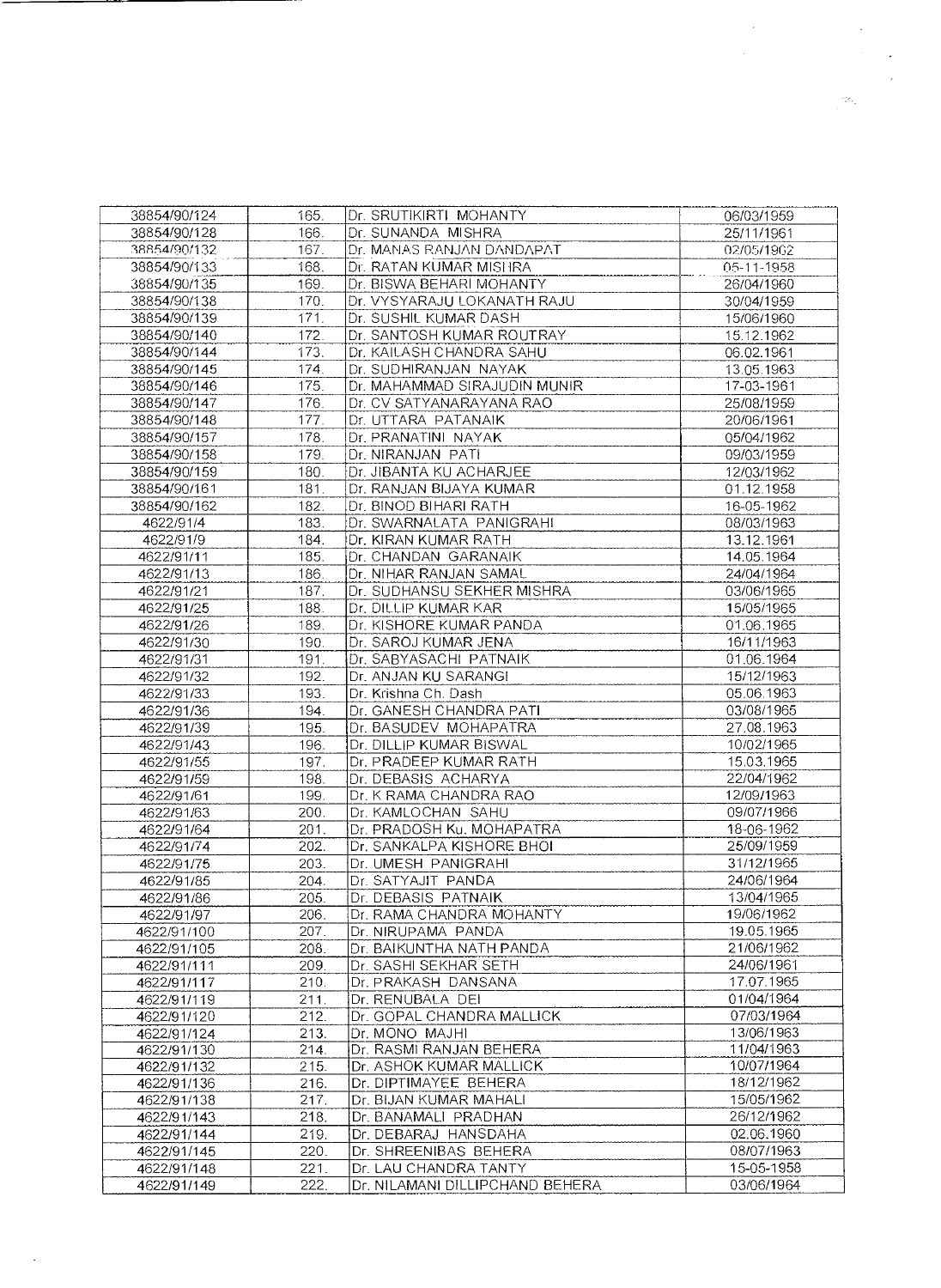| | | | |
|---|---|---|---|
| 38854/90/124 | 165. | Dr. SRUTIKIRTI MOHANTY | 06/03/1959 |
| 38854/90/128 | 166. | Dr. SUNANDA MISHRA | 25/11/1961 |
| 38854/90/132 | 167. | Dr. MANAS RANJAN DANDAPAT | 02/05/1962 |
| 38854/90/133 | 168. | Dr. RATAN KUMAR MISHRA | 05-11-1958 |
| 38854/90/135 | 169. | Dr. BISWA BEHARI MOHANTY | 26/04/1960 |
| 38854/90/138 | 170. | Dr. VYSYARAJU LOKANATH RAJU | 30/04/1959 |
| 38854/90/139 | 171. | Dr. SUSHIL KUMAR DASH | 15/06/1960 |
| 38854/90/140 | 172. | Dr. SANTOSH KUMAR ROUTRAY | 15.12.1962 |
| 38854/90/144 | 173. | Dr. KAILASH CHANDRA SAHU | 06.02.1961 |
| 38854/90/145 | 174. | Dr. SUDHIRANJAN NAYAK | 13.05.1963 |
| 38854/90/146 | 175. | Dr. MAHAMMAD SIRAJUDIN MUNIR | 17-03-1961 |
| 38854/90/147 | 176. | Dr. CV SATYANARAYANA RAO | 25/08/1959 |
| 38854/90/148 | 177. | Dr. UTTARA PATANAIK | 20/06/1961 |
| 38854/90/157 | 178. | Dr. PRANATINI NAYAK | 05/04/1962 |
| 38854/90/158 | 179. | Dr. NIRANJAN PATI | 09/03/1959 |
| 38854/90/159 | 180. | Dr. JIBANTA KU ACHARJEE | 12/03/1962 |
| 38854/90/161 | 181. | Dr. RANJAN BIJAYA KUMAR | 01.12.1958 |
| 38854/90/162 | 182. | Dr. BINOD BIHARI RATH | 16-05-1962 |
| 4622/91/4 | 183. | Dr. SWARNALATA PANIGRAHI | 08/03/1963 |
| 4622/91/9 | 184. | Dr. KIRAN KUMAR RATH | 13.12.1961 |
| 4622/91/11 | 185. | Dr. CHANDAN GARANAIK | 14.05.1964 |
| 4622/91/13 | 186. | Dr. NIHAR RANJAN SAMAL | 24/04/1964 |
| 4622/91/21 | 187. | Dr. SUDHANSU SEKHER MISHRA | 03/06/1965 |
| 4622/91/25 | 188. | Dr. DILLIP KUMAR KAR | 15/05/1965 |
| 4622/91/26 | 189. | Dr. KISHORE KUMAR PANDA | 01.06.1965 |
| 4622/91/30 | 190. | Dr. SAROJ KUMAR JENA | 16/11/1963 |
| 4622/91/31 | 191. | Dr. SABYASACHI PATNAIK | 01.06.1964 |
| 4622/91/32 | 192. | Dr. ANJAN KU SARANGI | 15/12/1963 |
| 4622/91/33 | 193. | Dr. Krishna Ch. Dash | 05.06.1963 |
| 4622/91/36 | 194. | Dr. GANESH CHANDRA PATI | 03/08/1965 |
| 4622/91/39 | 195. | Dr. BASUDEV MOHAPATRA | 27.08.1963 |
| 4622/91/43 | 196. | Dr. DILLIP KUMAR BISWAL | 10/02/1965 |
| 4622/91/55 | 197. | Dr. PRADEEP KUMAR RATH | 15.03.1965 |
| 4622/91/59 | 198. | Dr. DEBASIS ACHARYA | 22/04/1962 |
| 4622/91/61 | 199. | Dr. K RAMA CHANDRA RAO | 12/09/1963 |
| 4622/91/63 | 200. | Dr. KAMLOCHAN SAHU | 09/07/1966 |
| 4622/91/64 | 201. | Dr. PRADOSH Ku. MOHAPATRA | 18-06-1962 |
| 4622/91/74 | 202. | Dr. SANKALPA KISHORE BHOI | 25/09/1959 |
| 4622/91/75 | 203. | Dr. UMESH PANIGRAHI | 31/12/1965 |
| 4622/91/85 | 204. | Dr. SATYAJIT PANDA | 24/06/1964 |
| 4622/91/86 | 205. | Dr. DEBASIS PATNAIK | 13/04/1965 |
| 4622/91/97 | 206. | Dr. RAMA CHANDRA MOHANTY | 19/06/1962 |
| 4622/91/100 | 207. | Dr. NIRUPAMA PANDA | 19.05.1965 |
| 4622/91/105 | 208. | Dr. BAIKUNTHA NATH PANDA | 21/06/1962 |
| 4622/91/111 | 209. | Dr. SASHI SEKHAR SETH | 24/06/1961 |
| 4622/91/117 | 210. | Dr. PRAKASH DANSANA | 17.07.1965 |
| 4622/91/119 | 211. | Dr. RENUBALA DEI | 01/04/1964 |
| 4622/91/120 | 212. | Dr. GOPAL CHANDRA MALLICK | 07/03/1964 |
| 4622/91/124 | 213. | Dr. MONO MAJHI | 13/06/1963 |
| 4622/91/130 | 214. | Dr. RASMI RANJAN BEHERA | 11/04/1963 |
| 4622/91/132 | 215. | Dr. ASHOK KUMAR MALLICK | 10/07/1964 |
| 4622/91/136 | 216. | Dr. DIPTIMAYEE BEHERA | 18/12/1962 |
| 4622/91/138 | 217. | Dr. BIJAN KUMAR MAHALI | 15/05/1962 |
| 4622/91/143 | 218. | Dr. BANAMALI PRADHAN | 26/12/1962 |
| 4622/91/144 | 219. | Dr. DEBARAJ HANSDAHA | 02.06.1960 |
| 4622/91/145 | 220. | Dr. SHREENIBAS BEHERA | 08/07/1963 |
| 4622/91/148 | 221. | Dr. LAU CHANDRA TANTY | 15-05-1958 |
| 4622/91/149 | 222. | Dr. NILAMANI DILLIPCHAND BEHERA | 03/06/1964 |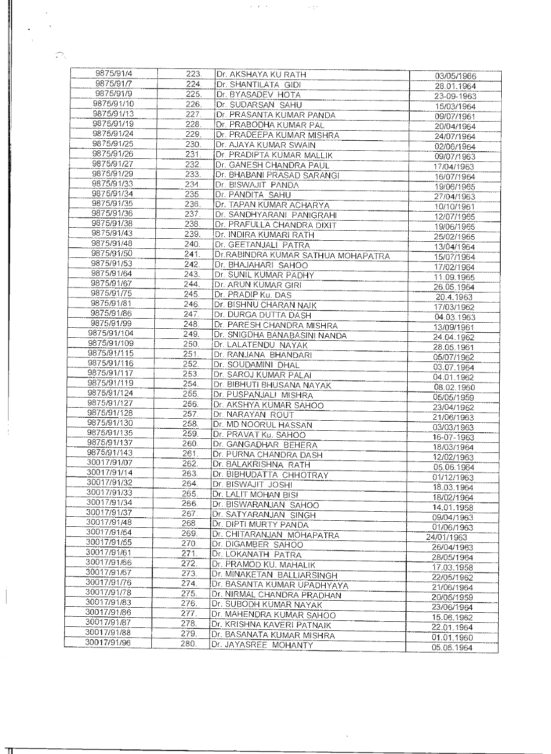| | | | |
|---|---|---|---|
| 9875/91/4 | 223. | Dr. AKSHAYA KU RATH | 03/05/1966 |
| 9875/91/7 | 224. | Dr. SHANTILATA GIDI | 28.01.1964 |
| 9875/91/9 | 225. | Dr. BYASADEV HOTA | 23-09-1963 |
| 9875/91/10 | 226. | Dr. SUDARSAN SAHU | 15/03/1964 |
| 9875/91/13 | 227. | Dr. PRASANTA KUMAR PANDA | 09/07/1961 |
| 9875/91/19 | 228. | Dr. PRABODHA KUMAR PAL | 20/04/1964 |
| 9875/91/24 | 229. | Dr. PRADEEPA KUMAR MISHRA | 24/07/1964 |
| 9875/91/25 | 230. | Dr. AJAYA KUMAR SWAIN | 02/06/1964 |
| 9875/91/26 | 231. | Dr. PRADIPTA KUMAR MALLIK | 09/07/1963 |
| 9875/91/27 | 232. | Dr. GANESH CHANDRA PAUL | 17/04/1963 |
| 9875/91/29 | 233. | Dr. BHABANI PRASAD SARANGI | 16/07/1964 |
| 9875/91/33 | 234. | Dr. BISWAJIT PANDA | 19/06/1965 |
| 9875/91/34 | 235. | Dr. PANDITA SAHU | 27/04/1963 |
| 9875/91/35 | 236. | Dr. TAPAN KUMAR ACHARYA | 10/10/1961 |
| 9875/91/36 | 237. | Dr. SANDHYARANI PANIGRAHI | 12/07/1965 |
| 9875/91/38 | 238. | Dr. PRAFULLA CHANDRA DIXIT | 19/06/1965 |
| 9875/91/43 | 239. | Dr. INDIRA KUMARI RATH | 25/02/1965 |
| 9875/91/48 | 240. | Dr. GEETANJALI PATRA | 13/04/1964 |
| 9875/91/50 | 241. | Dr.RABINDRA KUMAR SATHUA MOHAPATRA | 15/07/1964 |
| 9875/91/53 | 242. | Dr. BHAJAHARI SAHOO | 17/02/1964 |
| 9875/91/64 | 243. | Dr. SUNIL KUMAR PADHY | 11.09.1965 |
| 9875/91/67 | 244. | Dr. ARUN KUMAR GIRI | 26.05.1964 |
| 9875/91/75 | 245. | Dr. PRADIP Ku. DAS | 20.4.1963 |
| 9875/91/81 | 246. | Dr. BISHNU CHARAN NAIK | 17/03/1962 |
| 9875/91/86 | 247. | Dr. DURGA DUTTA DASH | 04.03.1963 |
| 9875/91/99 | 248. | Dr. PARESH CHANDRA MISHRA | 13/09/1961 |
| 9875/91/104 | 249. | Dr. SNIGDHA BANABASINI NANDA | 24.04.1962 |
| 9875/91/109 | 250. | Dr. LALATENDU NAYAK | 28.05.1961 |
| 9875/91/115 | 251. | Dr. RANJANA BHANDARI | 05/07/1962 |
| 9875/91/116 | 252. | Dr. SOUDAMINI DHAL | 03.07.1964 |
| 9875/91/117 | 253. | Dr. SAROJ KUMAR PALAI | 04.01.1962 |
| 9875/91/119 | 254. | Dr. BIBHUTI BHUSANA NAYAK | 08.02.1960 |
| 9875/91/124 | 255. | Dr. PUSPANJALI MISHRA | 05/05/1959 |
| 9875/91/127 | 256. | Dr. AKSHYA KUMAR SAHOO | 23/04/1962 |
| 9875/91/128 | 257. | Dr. NARAYAN ROUT | 21/06/1963 |
| 9875/91/130 | 258. | Dr. MD NOORUL HASSAN | 03/03/1963 |
| 9875/91/135 | 259. | Dr. PRAVAT Ku. SAHOO | 16-07-1963 |
| 9875/91/137 | 260. | Dr. GANGADHAR BEHERA | 18/03/1964 |
| 9875/91/143 | 261. | Dr. PURNA CHANDRA DASH | 12/02/1963 |
| 30017/91/07 | 262. | Dr. BALAKRISHNA RATH | 05.06.1964 |
| 30017/91/14 | 263. | Dr. BIBHUDATTA CHHOTRAY | 01/12/1963 |
| 30017/91/32 | 264. | Dr. BISWAJIT JOSHI | 18.03.1964 |
| 30017/91/33 | 265. | Dr. LALIT MOHAN BISI | 18/02/1964 |
| 30017/91/34 | 266. | Dr. BISWARANJAN SAHOO | 14.01.1958 |
| 30017/91/37 | 267. | Dr. SATYARANJAN SINGH | 09/04/1963 |
| 30017/91/48 | 268. | Dr. DIPTI MURTY PANDA | 01/06/1963 |
| 30017/91/54 | 269. | Dr. CHITARANJAN MOHAPATRA | 24/01/1963 |
| 30017/91/55 | 270. | Dr. DIGAMBER SAHOO | 26/04/1963 |
| 30017/91/61 | 271. | Dr. LOKANATH PATRA | 28/05/1964 |
| 30017/91/66 | 272. | Dr. PRAMOD KU. MAHALIK | 17.03.1958 |
| 30017/91/67 | 273. | Dr. MINAKETAN BALLIARSINGH | 22/05/1962 |
| 30017/91/76 | 274. | Dr. BASANTA KUMAR UPADHYAYA | 21/06/1964 |
| 30017/91/78 | 275. | Dr. NIRMAL CHANDRA PRADHAN | 20/05/1959 |
| 30017/91/83 | 276. | Dr. SUBODH KUMAR NAYAK | 23/06/1964 |
| 30017/91/86 | 277. | Dr. MAHENDRA KUMAR SAHOO | 15.06.1962 |
| 30017/91/87 | 278. | Dr. KRISHNA KAVERI PATNAIK | 22.01.1964 |
| 30017/91/88 | 279. | Dr. BASANATA KUMAR MISHRA | 01.01.1960 |
| 30017/91/96 | 280. | Dr. JAYASREE MOHANTY | 05.05.1964 |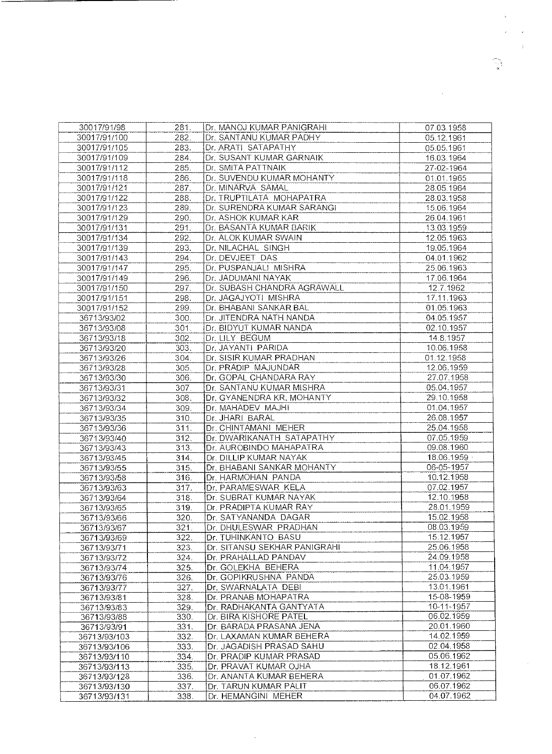| | | | |
|---|---|---|---|
| 30017/91/98 | 281. | Dr. MANOJ KUMAR PANIGRAHI | 07.03.1958 |
| 30017/91/100 | 282. | Dr. SANTANU KUMAR PADHY | 05.12.1961 |
| 30017/91/105 | 283. | Dr. ARATI SATAPATHY | 05.05.1961 |
| 30017/91/109 | 284. | Dr. SUSANT KUMAR GARNAIK | 16.03.1964 |
| 30017/91/112 | 285. | Dr. SMITA PATTNAIK | 27-02-1964 |
| 30017/91/118 | 286. | Dr. SUVENDU KUMAR MOHANTY | 01.01.1965 |
| 30017/91/121 | 287. | Dr. MINARVA SAMAL | 28.05.1964 |
| 30017/91/122 | 288. | Dr. TRUPTILATA MOHAPATRA | 28.03.1958 |
| 30017/91/123 | 289. | Dr. SURENDRA KUMAR SARANGI | 15.06.1964 |
| 30017/91/129 | 290. | Dr. ASHOK KUMAR KAR | 26.04.1961 |
| 30017/91/131 | 291. | Dr. BASANTA KUMAR BARIK | 13.03.1959 |
| 30017/91/134 | 292. | Dr. ALOK KUMAR SWAIN | 12.05.1963 |
| 30017/91/139 | 293. | Dr. NILACHAL SINGH | 19.05.1964 |
| 30017/91/143 | 294. | Dr. DEVJEET DAS | 04.01.1962 |
| 30017/91/147 | 295. | Dr. PUSPANJALI MISHRA | 25.06.1963 |
| 30017/91/149 | 296. | Dr. JADUMANI NAYAK | 17.06.1964 |
| 30017/91/150 | 297. | Dr. SUBASH CHANDRA AGRAWALL | 12.7.1962 |
| 30017/91/151 | 298. | Dr. JAGAJYOTI MISHRA | 17.11.1963 |
| 30017/91/152 | 299. | Dr. BHABANI SANKAR BAL | 01.05.1963 |
| 36713/93/02 | 300. | Dr. JITENDRA NATH NANDA | 04.05.1957 |
| 36713/93/08 | 301. | Dr. BIDYUT KUMAR NANDA | 02.10.1957 |
| 36713/93/18 | 302. | Dr. LILY BEGUM | 14.8.1957 |
| 36713/93/20 | 303. | Dr. JAYANTI PARIDA | 10.06.1958 |
| 36713/93/26 | 304. | Dr. SISIR KUMAR PRADHAN | 01.12.1958 |
| 36713/93/28 | 305. | Dr. PRADIP MAJUNDAR | 12.06.1959 |
| 36713/93/30 | 306. | Dr. GOPAL CHANDARA RAY | 27.07.1958 |
| 36713/93/31 | 307. | Dr. SANTANU KUMAR MISHRA | 05.04.1957 |
| 36713/93/32 | 308. | Dr. GYANENDRA KR. MOHANTY | 29.10.1958 |
| 36713/93/34 | 309. | Dr. MAHADEV MAJHI | 01.04.1957 |
| 36713/93/35 | 310. | Dr. JHARI BARAL | 26.08.1957 |
| 36713/93/36 | 311. | Dr. CHINTAMANI MEHER | 25.04.1958 |
| 36713/93/40 | 312. | Dr. DWARIKANATH SATAPATHY | 07.05.1959 |
| 36713/93/43 | 313. | Dr. AUROBINDO MAHAPATRA | 09.08.1960 |
| 36713/93/45 | 314. | Dr. DILLIP KUMAR NAYAK | 18.06.1959 |
| 36713/93/55 | 315. | Dr. BHABANI SANKAR MOHANTY | 06-05-1957 |
| 36713/93/58 | 316. | Dr. HARMOHAN PANDA | 10.12.1958 |
| 36713/93/63 | 317. | Dr. PARAMESWAR KELA | 07.02.1957 |
| 36713/93/64 | 318. | Dr. SUBRAT KUMAR NAYAK | 12.10.1958 |
| 36713/93/65 | 319. | Dr. PRADIPTA KUMAR RAY | 28.01.1959 |
| 36713/93/66 | 320. | Dr. SATYANANDA DAGAR | 15.02.1958 |
| 36713/93/67 | 321. | Dr. DHULESWAR PRADHAN | 08.03.1959 |
| 36713/93/69 | 322. | Dr. TUHINKANTO BASU | 15.12.1957 |
| 36713/93/71 | 323. | Dr. SITANSU SEKHAR PANIGRAHI | 25.06.1958 |
| 36713/93/72 | 324. | Dr. PRAHALLAD PANDAV | 24.09.1958 |
| 36713/93/74 | 325. | Dr. GOLEKHA BEHERA | 11.04.1957 |
| 36713/93/76 | 326. | Dr. GOPIKRUSHNA PANDA | 25.03.1959 |
| 36713/93/77 | 327. | Dr. SWARNALATA DEBI | 13.01.1961 |
| 36713/93/81 | 328. | Dr. PRANAB MOHAPATRA | 15-08-1959 |
| 36713/93/83 | 329. | Dr. RADHAKANTA GANTYATA | 10-11-1957 |
| 36713/93/88 | 330. | Dr. BIRA KISHORE PATEL | 06.02.1959 |
| 36713/93/91 | 331. | Dr. BARADA PRASANA JENA | 20.01.1960 |
| 36713/93/103 | 332. | Dr. LAXAMAN KUMAR BEHERA | 14.02.1959 |
| 36713/93/106 | 333. | Dr. JAGADISH PRASAD SAHU | 02.04.1958 |
| 36713/93/110 | 334. | Dr. PRADIP KUMAR PRASAD | 05.06.1962 |
| 36713/93/113 | 335. | Dr. PRAVAT KUMAR OJHA | 18.12.1961 |
| 36713/93/128 | 336. | Dr. ANANTA KUMAR BEHERA | 01.07.1962 |
| 36713/93/130 | 337. | Dr. TARUN KUMAR PALIT | 06.07.1962 |
| 36713/93/131 | 338. | Dr. HEMANGINI MEHER | 04.07.1962 |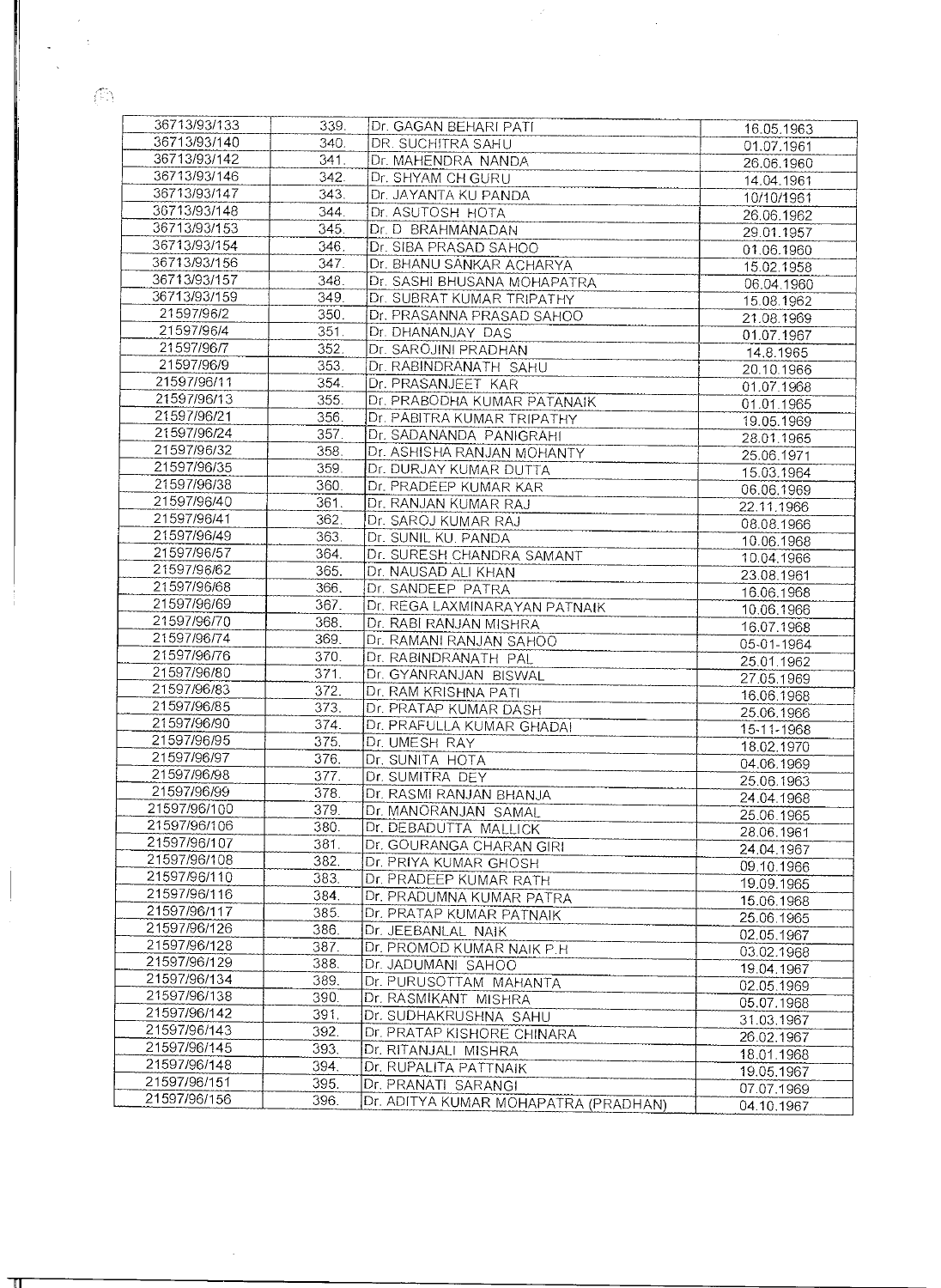| | | | |
|---|---|---|---|
| 36713/93/133 | 339. | Dr. GAGAN BEHARI PATI | 16.05.1963 |
| 36713/93/140 | 340. | DR. SUCHITRA SAHU | 01.07.1961 |
| 36713/93/142 | 341. | Dr. MAHENDRA NANDA | 26.06.1960 |
| 36713/93/146 | 342. | Dr. SHYAM CH GURU | 14.04.1961 |
| 36713/93/147 | 343. | Dr. JAYANTA KU PANDA | 10/10/1961 |
| 36713/93/148 | 344. | Dr. ASUTOSH HOTA | 26.06.1962 |
| 36713/93/153 | 345. | Dr. D BRAHMANADAN | 29.01.1957 |
| 36713/93/154 | 346. | Dr. SIBA PRASAD SAHOO | 01.06.1960 |
| 36713/93/156 | 347. | Dr. BHANU SANKAR ACHARYA | 15.02.1958 |
| 36713/93/157 | 348. | Dr. SASHI BHUSANA MOHAPATRA | 06.04.1960 |
| 36713/93/159 | 349. | Dr. SUBRAT KUMAR TRIPATHY | 15.08.1962 |
| 21597/96/2 | 350. | Dr. PRASANNA PRASAD SAHOO | 21.08.1969 |
| 21597/96/4 | 351. | Dr. DHANANJAY DAS | 01.07.1967 |
| 21597/96/7 | 352. | Dr. SAROJINI PRADHAN | 14.8.1965 |
| 21597/96/9 | 353. | Dr. RABINDRANATH SAHU | 20.10.1966 |
| 21597/96/11 | 354. | Dr. PRASANJEET KAR | 01.07.1968 |
| 21597/96/13 | 355. | Dr. PRABODHA KUMAR PATANAIK | 01.01.1965 |
| 21597/96/21 | 356. | Dr. PABITRA KUMAR TRIPATHY | 19.05.1969 |
| 21597/96/24 | 357. | Dr. SADANANDA PANIGRAHI | 28.01.1965 |
| 21597/96/32 | 358. | Dr. ASHISHA RANJAN MOHANTY | 25.06.1971 |
| 21597/96/35 | 359. | Dr. DURJAY KUMAR DUTTA | 15.03.1964 |
| 21597/96/38 | 360. | Dr. PRADEEP KUMAR KAR | 06.06.1969 |
| 21597/96/40 | 361. | Dr. RANJAN KUMAR RAJ | 22.11.1966 |
| 21597/96/41 | 362. | Dr. SAROJ KUMAR RAJ | 08.08.1966 |
| 21597/96/49 | 363. | Dr. SUNIL KU. PANDA | 10.06.1968 |
| 21597/96/57 | 364. | Dr. SURESH CHANDRA SAMANT | 10.04.1966 |
| 21597/96/62 | 365. | Dr. NAUSAD ALI KHAN | 23.08.1961 |
| 21597/96/68 | 366. | Dr. SANDEEP PATRA | 16.06.1968 |
| 21597/96/69 | 367. | Dr. REGA LAXMINARAYAN PATNAIK | 10.06.1966 |
| 21597/96/70 | 368. | Dr. RABI RANJAN MISHRA | 16.07.1968 |
| 21597/96/74 | 369. | Dr. RAMANI RANJAN SAHOO | 05-01-1964 |
| 21597/96/76 | 370. | Dr. RABINDRANATH PAL | 25.01.1962 |
| 21597/96/80 | 371. | Dr. GYANRANJAN BISWAL | 27.05.1969 |
| 21597/96/83 | 372. | Dr. RAM KRISHNA PATI | 16.06.1968 |
| 21597/96/85 | 373. | Dr. PRATAP KUMAR DASH | 25.06.1966 |
| 21597/96/90 | 374. | Dr. PRAFULLA KUMAR GHADAI | 15-11-1968 |
| 21597/96/95 | 375. | Dr. UMESH RAY | 18.02.1970 |
| 21597/96/97 | 376. | Dr. SUNITA HOTA | 04.06.1969 |
| 21597/96/98 | 377. | Dr. SUMITRA DEY | 25.06.1963 |
| 21597/96/99 | 378. | Dr. RASMI RANJAN BHANJA | 24.04.1968 |
| 21597/96/100 | 379. | Dr. MANORANJAN SAMAL | 25.06.1965 |
| 21597/96/106 | 380. | Dr. DEBADUTTA MALLICK | 28.06.1961 |
| 21597/96/107 | 381. | Dr. GOURANGA CHARAN GIRI | 24.04.1967 |
| 21597/96/108 | 382. | Dr. PRIYA KUMAR GHOSH | 09.10.1966 |
| 21597/96/110 | 383. | Dr. PRADEEP KUMAR RATH | 19.09.1965 |
| 21597/96/116 | 384. | Dr. PRADUMNA KUMAR PATRA | 15.06.1968 |
| 21597/96/117 | 385. | Dr. PRATAP KUMAR PATNAIK | 25.06.1965 |
| 21597/96/126 | 386. | Dr. JEEBANLAL NAIK | 02.05.1967 |
| 21597/96/128 | 387. | Dr. PROMOD KUMAR NAIK P.H | 03.02.1968 |
| 21597/96/129 | 388. | Dr. JADUMANI SAHOO | 19.04.1967 |
| 21597/96/134 | 389. | Dr. PURUSOTTAM MAHANTA | 02.05.1969 |
| 21597/96/138 | 390. | Dr. RASMIKANT MISHRA | 05.07.1968 |
| 21597/96/142 | 391. | Dr. SUDHAKRUSHNA SAHU | 31.03.1967 |
| 21597/96/143 | 392. | Dr. PRATAP KISHORE CHINARA | 26.02.1967 |
| 21597/96/145 | 393. | Dr. RITANJALI MISHRA | 18.01.1968 |
| 21597/96/148 | 394. | Dr. RUPALITA PATTNAIK | 19.05.1967 |
| 21597/96/151 | 395. | Dr. PRANATI SARANGI | 07.07.1969 |
| 21597/96/156 | 396. | Dr. ADITYA KUMAR MOHAPATRA (PRADHAN) | 04.10.1967 |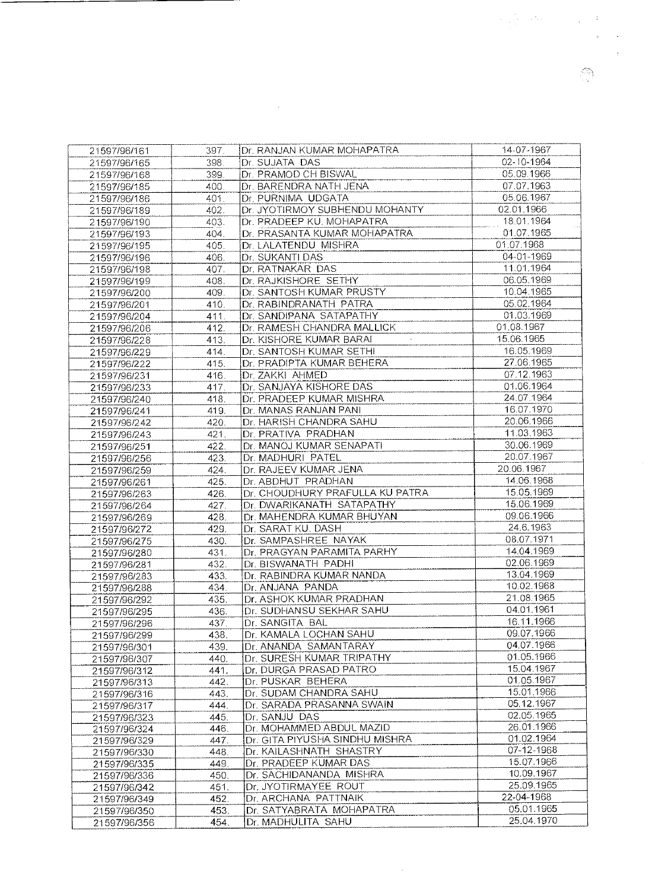| | | | |
|---|---|---|---|
| 21597/96/161 | 397. | Dr. RANJAN KUMAR MOHAPATRA | 14-07-1967 |
| 21597/96/165 | 398. | Dr. SUJATA DAS | 02-10-1964 |
| 21597/96/168 | 399. | Dr. PRAMOD CH BISWAL | 05.09.1966 |
| 21597/96/185 | 400. | Dr. BARENDRA NATH JENA | 07.07.1963 |
| 21597/96/186 | 401. | Dr. PURNIMA UDGATA | 05.06.1967 |
| 21597/96/189 | 402. | Dr. JYOTIRMOY SUBHENDU MOHANTY | 02.01.1966 |
| 21597/96/190 | 403. | Dr. PRADEEP KU. MOHAPATRA | 18.01.1964 |
| 21597/96/193 | 404. | Dr. PRASANTA KUMAR MOHAPATRA | 01.07.1965 |
| 21597/96/195 | 405. | Dr. LALATENDU MISHRA | 01.07.1968 |
| 21597/96/196 | 406. | Dr. SUKANTI DAS | 04-01-1969 |
| 21597/96/198 | 407. | Dr. RATNAKAR DAS | 11.01.1964 |
| 21597/96/199 | 408. | Dr. RAJKISHORE SETHY | 06.05.1969 |
| 21597/96/200 | 409. | Dr. SANTOSH KUMAR PRUSTY | 10.04.1965 |
| 21597/96/201 | 410. | Dr. RABINDRANATH PATRA | 05.02.1964 |
| 21597/96/204 | 411. | Dr. SANDIPANA SATAPATHY | 01.03.1969 |
| 21597/96/206 | 412. | Dr. RAMESH CHANDRA MALLICK | 01.08.1967 |
| 21597/96/228 | 413. | Dr. KISHORE KUMAR BARAI | 15.06.1965 |
| 21597/96/229 | 414. | Dr. SANTOSH KUMAR SETHI | 16.05.1969 |
| 21597/96/222 | 415. | Dr. PRADIPTA KUMAR BEHERA | 27.06.1965 |
| 21597/96/231 | 416. | Dr. ZAKKI AHMED | 07.12.1963 |
| 21597/96/233 | 417. | Dr. SANJAYA KISHORE DAS | 01.06.1964 |
| 21597/96/240 | 418. | Dr. PRADEEP KUMAR MISHRA | 24.07.1964 |
| 21597/96/241 | 419. | Dr. MANAS RANJAN PANI | 16.07.1970 |
| 21597/96/242 | 420. | Dr. HARISH CHANDRA SAHU | 20.06.1966 |
| 21597/96/243 | 421. | Dr. PRATIVA PRADHAN | 11.03.1963 |
| 21597/96/251 | 422. | Dr. MANOJ KUMAR SENAPATI | 30.06.1969 |
| 21597/96/256 | 423. | Dr. MADHURI PATEL | 20.07.1967 |
| 21597/96/259 | 424. | Dr. RAJEEV KUMAR JENA | 20.06.1967 |
| 21597/96/261 | 425. | Dr. ABDHUT PRADHAN | 14.06.1968 |
| 21597/96/263 | 426. | Dr. CHOUDHURY PRAFULLA KU PATRA | 15.05.1969 |
| 21597/96/264 | 427. | Dr. DWARIKANATH SATAPATHY | 15.06.1969 |
| 21597/96/269 | 428. | Dr. MAHENDRA KUMAR BHUYAN | 09.06.1966 |
| 21597/96/272 | 429. | Dr. SARAT KU. DASH | 24.6.1963 |
| 21597/96/275 | 430. | Dr. SAMPASHREE NAYAK | 08.07.1971 |
| 21597/96/280 | 431. | Dr. PRAGYAN PARAMITA PARHY | 14.04.1969 |
| 21597/96/281 | 432. | Dr. BISWANATH PADHI | 02.06.1969 |
| 21597/96/283 | 433. | Dr. RABINDRA KUMAR NANDA | 13.04.1969 |
| 21597/96/288 | 434. | Dr. ANJANA PANDA | 10.02.1968 |
| 21597/96/292 | 435. | Dr. ASHOK KUMAR PRADHAN | 21.08.1965 |
| 21597/96/295 | 436. | Dr. SUDHANSU SEKHAR SAHU | 04.01.1961 |
| 21597/96/296 | 437. | Dr. SANGITA BAL | 16.11.1966 |
| 21597/96/299 | 438. | Dr. KAMALA LOCHAN SAHU | 09.07.1966 |
| 21597/96/301 | 439. | Dr. ANANDA SAMANTARAY | 04.07.1966 |
| 21597/96/307 | 440. | Dr. SURESH KUMAR TRIPATHY | 01.05.1966 |
| 21597/96/312 | 441. | Dr. DURGA PRASAD PATRO | 15.04.1967 |
| 21597/96/313 | 442. | Dr. PUSKAR BEHERA | 01.05.1967 |
| 21597/96/316 | 443. | Dr. SUDAM CHANDRA SAHU | 15.01.1966 |
| 21597/96/317 | 444. | Dr. SARADA PRASANNA SWAIN | 05.12.1967 |
| 21597/96/323 | 445. | Dr. SANJU DAS | 02.05.1965 |
| 21597/96/324 | 446. | Dr. MOHAMMED ABDUL MAZID | 26.01.1966 |
| 21597/96/329 | 447. | Dr. GITA PIYUSHA SINDHU MISHRA | 01.02.1964 |
| 21597/96/330 | 448. | Dr. KAILASHNATH SHASTRY | 07-12-1968 |
| 21597/96/335 | 449. | Dr. PRADEEP KUMAR DAS | 15.07.1966 |
| 21597/96/336 | 450. | Dr. SACHIDANANDA MISHRA | 10.09.1967 |
| 21597/96/342 | 451. | Dr. JYOTIRMAYEE ROUT | 25.09.1965 |
| 21597/96/349 | 452. | Dr. ARCHANA PATTNAIK | 22-04-1968 |
| 21597/96/350 | 453. | Dr. SATYABRATA MOHAPATRA | 05.01.1965 |
| 21597/96/356 | 454. | Dr. MADHULITA SAHU | 25.04.1970 |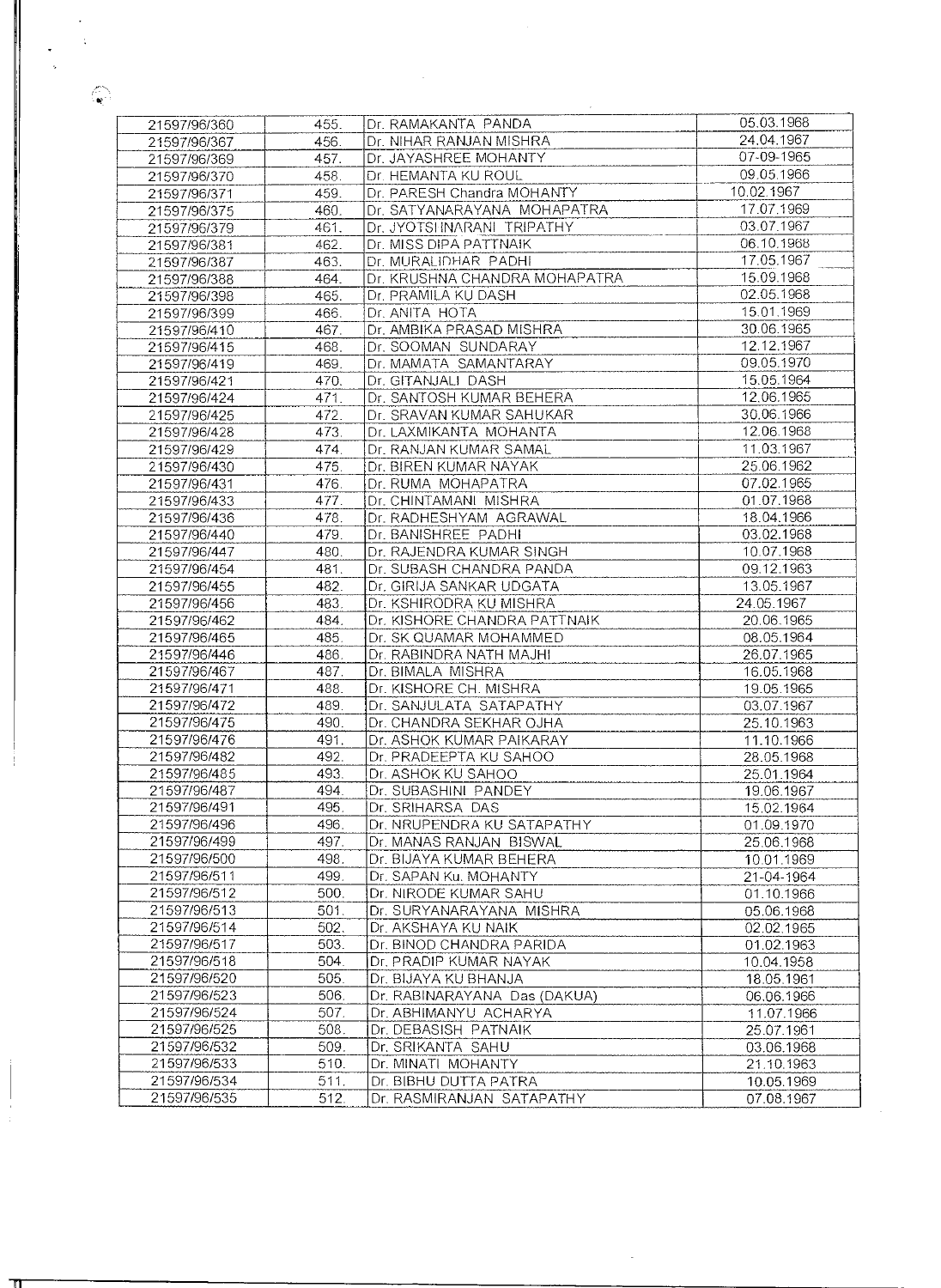| | | | |
|---|---|---|---|
| 21597/96/360 | 455. | Dr. RAMAKANTA PANDA | 05.03.1968 |
| 21597/96/367 | 456. | Dr. NIHAR RANJAN MISHRA | 24.04.1967 |
| 21597/96/369 | 457. | Dr. JAYASHREE MOHANTY | 07-09-1965 |
| 21597/96/370 | 458. | Dr. HEMANTA KU ROUL | 09.05.1966 |
| 21597/96/371 | 459. | Dr. PARESH Chandra MOHANTY | 10.02.1967 |
| 21597/96/375 | 460. | Dr. SATYANARAYANA MOHAPATRA | 17.07.1969 |
| 21597/96/379 | 461. | Dr. JYOTSHNARANI TRIPATHY | 03.07.1967 |
| 21597/96/381 | 462. | Dr. MISS DIPA PATTNAIK | 06.10.1968 |
| 21597/96/387 | 463. | Dr. MURALIDHAR PADHI | 17.05.1967 |
| 21597/96/388 | 464. | Dr. KRUSHNA CHANDRA MOHAPATRA | 15.09.1968 |
| 21597/96/398 | 465. | Dr. PRAMILA KU DASH | 02.05.1968 |
| 21597/96/399 | 466. | Dr. ANITA HOTA | 15.01.1969 |
| 21597/96/410 | 467. | Dr. AMBIKA PRASAD MISHRA | 30.06.1965 |
| 21597/96/415 | 468. | Dr. SOOMAN SUNDARAY | 12.12.1967 |
| 21597/96/419 | 469. | Dr. MAMATA SAMANTARAY | 09.05.1970 |
| 21597/96/421 | 470. | Dr. GITANJALI DASH | 15.05.1964 |
| 21597/96/424 | 471. | Dr. SANTOSH KUMAR BEHERA | 12.06.1965 |
| 21597/96/425 | 472. | Dr. SRAVAN KUMAR SAHUKAR | 30.06.1966 |
| 21597/96/428 | 473. | Dr. LAXMIKANTA MOHANTA | 12.06.1968 |
| 21597/96/429 | 474. | Dr. RANJAN KUMAR SAMAL | 11.03.1967 |
| 21597/96/430 | 475. | Dr. BIREN KUMAR NAYAK | 25.06.1962 |
| 21597/96/431 | 476. | Dr. RUMA MOHAPATRA | 07.02.1965 |
| 21597/96/433 | 477. | Dr. CHINTAMANI MISHRA | 01.07.1968 |
| 21597/96/436 | 478. | Dr. RADHESHYAM AGRAWAL | 18.04.1966 |
| 21597/96/440 | 479. | Dr. BANISHREE PADHI | 03.02.1968 |
| 21597/96/447 | 480. | Dr. RAJENDRA KUMAR SINGH | 10.07.1968 |
| 21597/96/454 | 481. | Dr. SUBASH CHANDRA PANDA | 09.12.1963 |
| 21597/96/455 | 482. | Dr. GIRIJA SANKAR UDGATA | 13.05.1967 |
| 21597/96/456 | 483. | Dr. KSHIRODRA KU MISHRA | 24.05.1967 |
| 21597/96/462 | 484. | Dr. KISHORE CHANDRA PATTNAIK | 20.06.1965 |
| 21597/96/465 | 485. | Dr. SK QUAMAR MOHAMMED | 08.05.1964 |
| 21597/96/446 | 486. | Dr. RABINDRA NATH MAJHI | 26.07.1965 |
| 21597/96/467 | 487. | Dr. BIMALA MISHRA | 16.05.1968 |
| 21597/96/471 | 488. | Dr. KISHORE CH. MISHRA | 19.05.1965 |
| 21597/96/472 | 489. | Dr. SANJULATA SATAPATHY | 03.07.1967 |
| 21597/96/475 | 490. | Dr. CHANDRA SEKHAR OJHA | 25.10.1963 |
| 21597/96/476 | 491. | Dr. ASHOK KUMAR PAIKARAY | 11.10.1966 |
| 21597/96/482 | 492. | Dr. PRADEEPTA KU SAHOO | 28.05.1968 |
| 21597/96/485 | 493. | Dr. ASHOK KU SAHOO | 25.01.1964 |
| 21597/96/487 | 494. | Dr. SUBASHINI PANDEY | 19.06.1967 |
| 21597/96/491 | 495. | Dr. SRIHARSA DAS | 15.02.1964 |
| 21597/96/496 | 496. | Dr. NRUPENDRA KU SATAPATHY | 01.09.1970 |
| 21597/96/499 | 497. | Dr. MANAS RANJAN BISWAL | 25.06.1968 |
| 21597/96/500 | 498. | Dr. BIJAYA KUMAR BEHERA | 10.01.1969 |
| 21597/96/511 | 499. | Dr. SAPAN Ku. MOHANTY | 21-04-1964 |
| 21597/96/512 | 500. | Dr. NIRODE KUMAR SAHU | 01.10.1966 |
| 21597/96/513 | 501. | Dr. SURYANARAYANA MISHRA | 05.06.1968 |
| 21597/96/514 | 502. | Dr. AKSHAYA KU NAIK | 02.02.1965 |
| 21597/96/517 | 503. | Dr. BINOD CHANDRA PARIDA | 01.02.1963 |
| 21597/96/518 | 504. | Dr. PRADIP KUMAR NAYAK | 10.04.1958 |
| 21597/96/520 | 505. | Dr. BIJAYA KU BHANJA | 18.05.1961 |
| 21597/96/523 | 506. | Dr. RABINARAYANA Das (DAKUA) | 06.06.1966 |
| 21597/96/524 | 507. | Dr. ABHIMANYU ACHARYA | 11.07.1966 |
| 21597/96/525 | 508. | Dr. DEBASISH PATNAIK | 25.07.1961 |
| 21597/96/532 | 509. | Dr. SRIKANTA SAHU | 03.06.1968 |
| 21597/96/533 | 510. | Dr. MINATI MOHANTY | 21.10.1963 |
| 21597/96/534 | 511. | Dr. BIBHU DUTTA PATRA | 10.05.1969 |
| 21597/96/535 | 512. | Dr. RASMIRANJAN SATAPATHY | 07.08.1967 |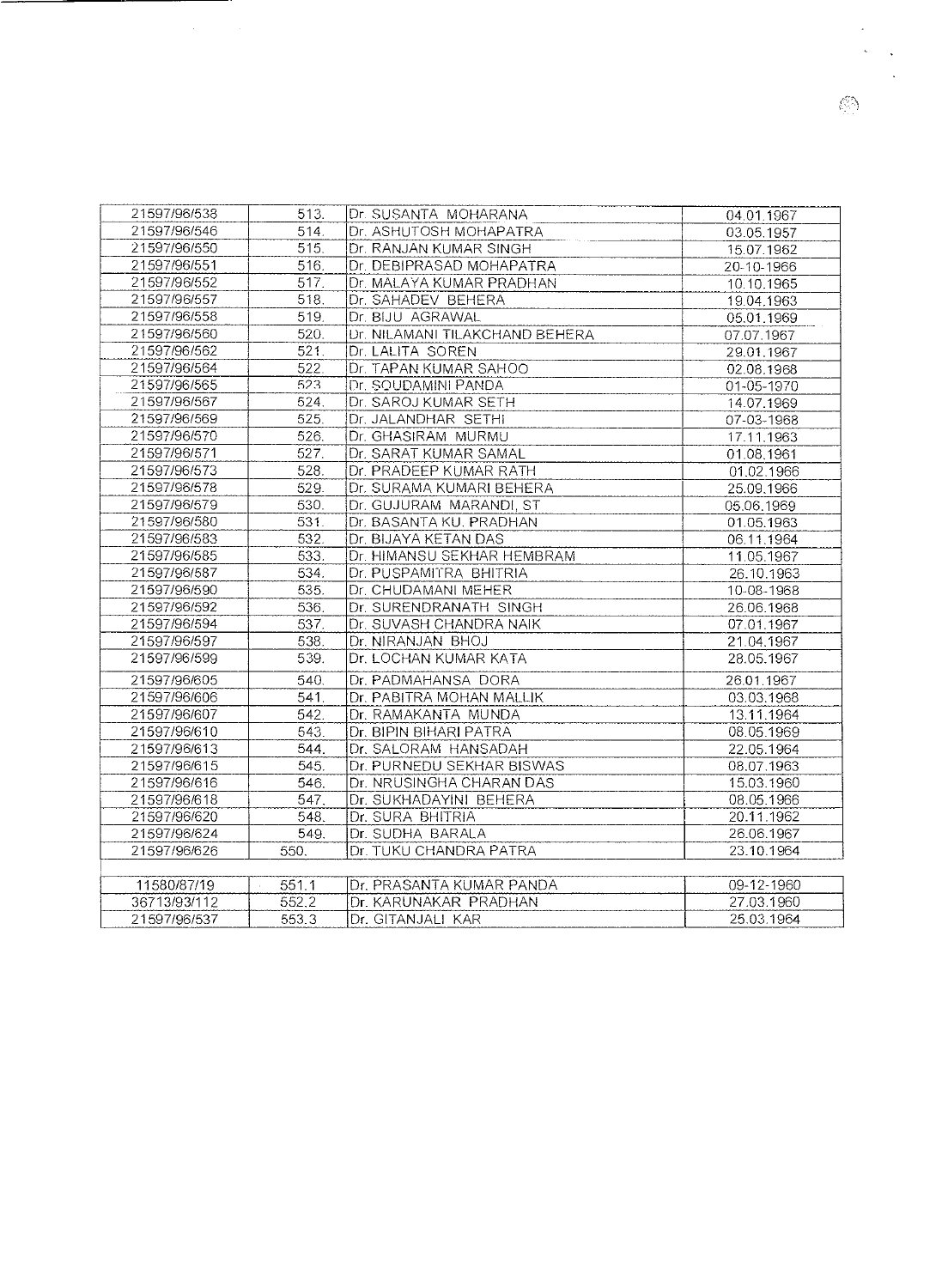| | | | |
|---|---|---|---|
| 21597/96/538 | 513. | Dr. SUSANTA MOHARANA | 04.01.1967 |
| 21597/96/546 | 514. | Dr. ASHUTOSH MOHAPATRA | 03.05.1957 |
| 21597/96/550 | 515. | Dr. RANJAN KUMAR SINGH | 15.07.1962 |
| 21597/96/551 | 516. | Dr. DEBIPRASAD MOHAPATRA | 20-10-1966 |
| 21597/96/552 | 517. | Dr. MALAYA KUMAR PRADHAN | 10.10.1965 |
| 21597/96/557 | 518. | Dr. SAHADEV BEHERA | 19.04.1963 |
| 21597/96/558 | 519. | Dr. BIJU AGRAWAL | 05.01.1969 |
| 21597/96/560 | 520. | Dr. NILAMANI TILAKCHAND BEHERA | 07.07.1967 |
| 21597/96/562 | 521. | Dr. LALITA SOREN | 29.01.1967 |
| 21597/96/564 | 522. | Dr. TAPAN KUMAR SAHOO | 02.08.1968 |
| 21597/96/565 | 523. | Dr. SOUDAMINI PANDA | 01-05-1970 |
| 21597/96/567 | 524. | Dr. SAROJ KUMAR SETH | 14.07.1969 |
| 21597/96/569 | 525. | Dr. JALANDHAR SETHI | 07-03-1968 |
| 21597/96/570 | 526. | Dr. GHASIRAM MURMU | 17.11.1963 |
| 21597/96/571 | 527. | Dr. SARAT KUMAR SAMAL | 01.08.1961 |
| 21597/96/573 | 528. | Dr. PRADEEP KUMAR RATH | 01.02.1966 |
| 21597/96/578 | 529. | Dr. SURAMA KUMARI BEHERA | 25.09.1966 |
| 21597/96/579 | 530. | Dr. GUJURAM MARANDI, ST | 05.06.1969 |
| 21597/96/580 | 531. | Dr. BASANTA KU. PRADHAN | 01.05.1963 |
| 21597/96/583 | 532. | Dr. BIJAYA KETAN DAS | 06.11.1964 |
| 21597/96/585 | 533. | Dr. HIMANSU SEKHAR HEMBRAM | 11.05.1967 |
| 21597/96/587 | 534. | Dr. PUSPAMITRA BHITRIA | 26.10.1963 |
| 21597/96/590 | 535. | Dr. CHUDAMANI MEHER | 10-08-1968 |
| 21597/96/592 | 536. | Dr. SURENDRANATH SINGH | 26.06.1968 |
| 21597/96/594 | 537. | Dr. SUVASH CHANDRA NAIK | 07.01.1967 |
| 21597/96/597 | 538. | Dr. NIRANJAN BHOJ | 21.04.1967 |
| 21597/96/599 | 539. | Dr. LOCHAN KUMAR KATA | 28.05.1967 |
| 21597/96/605 | 540. | Dr. PADMAHANSA DORA | 26.01.1967 |
| 21597/96/606 | 541. | Dr. PABITRA MOHAN MALLIK | 03.03.1968 |
| 21597/96/607 | 542. | Dr. RAMAKANTA MUNDA | 13.11.1964 |
| 21597/96/610 | 543. | Dr. BIPIN BIHARI PATRA | 08.05.1969 |
| 21597/96/613 | 544. | Dr. SALORAM HANSADAH | 22.05.1964 |
| 21597/96/615 | 545. | Dr. PURNEDU SEKHAR BISWAS | 08.07.1963 |
| 21597/96/616 | 546. | Dr. NRUSINGHA CHARAN DAS | 15.03.1960 |
| 21597/96/618 | 547. | Dr. SUKHADAYINI BEHERA | 08.05.1966 |
| 21597/96/620 | 548. | Dr. SURA BHITRIA | 20.11.1962 |
| 21597/96/624 | 549. | Dr. SUDHA BARALA | 26.06.1967 |
| 21597/96/626 | 550. | Dr. TUKU CHANDRA PATRA | 23.10.1964 |
| 11580/87/19 | 551.1 | Dr. PRASANTA KUMAR PANDA | 09-12-1960 |
| 36713/93/112 | 552.2 | Dr. KARUNAKAR PRADHAN | 27.03.1960 |
| 21597/96/537 | 553.3 | Dr. GITANJALI KAR | 25.03.1964 |